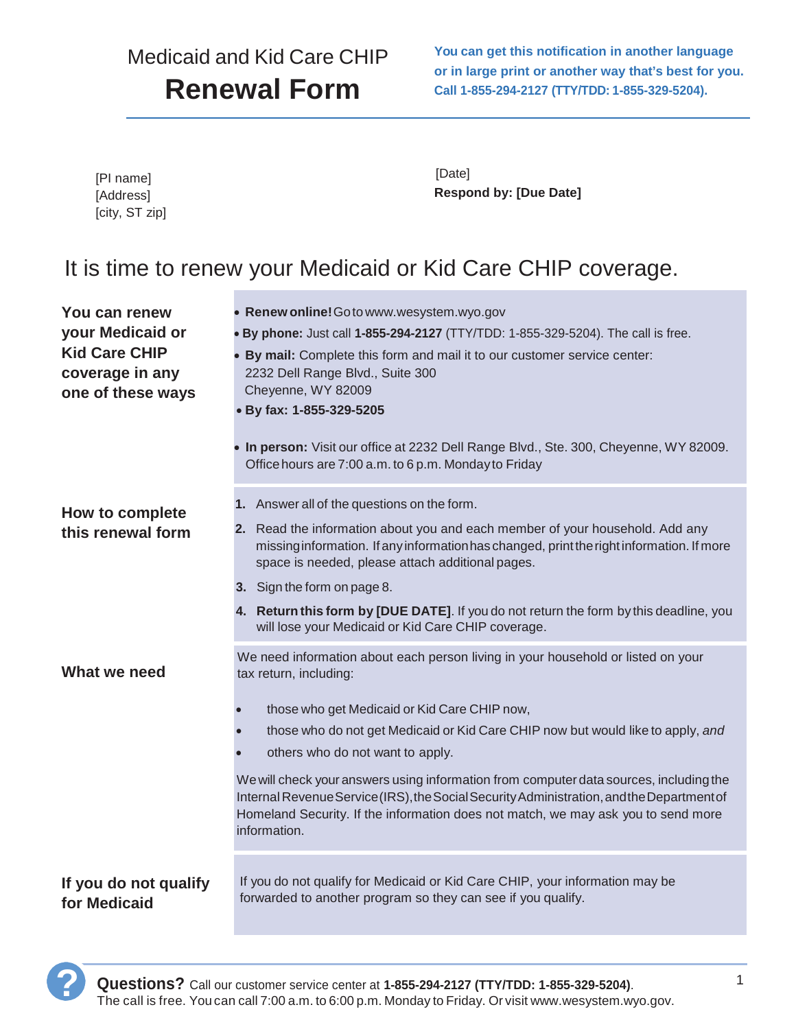# Medicaid and Kid Care CHIP
# Renewal Form

**You can get this notification in another language or in large print or another way that's best for you. Call 1-855-294-2127 (TTY/TDD: 1-855-329-5204).**

[PI name]
[Address]
[city, ST zip]

[Date]
**Respond by: [Due Date]**

## It is time to renew your Medicaid or Kid Care CHIP coverage.

### You can renew your Medicaid or Kid Care CHIP coverage in any one of these ways

- **Renew online!** Go to www.wesystem.wyo.gov
- **By phone:** Just call **1-855-294-2127** (TTY/TDD: 1-855-329-5204). The call is free.
- **By mail:** Complete this form and mail it to our customer service center:
  2232 Dell Range Blvd., Suite 300
  Cheyenne, WY 82009
- **By fax: 1-855-329-5205**
- **In person:** Visit our office at 2232 Dell Range Blvd., Ste. 300, Cheyenne, WY 82009. Office hours are 7:00 a.m. to 6 p.m. Monday to Friday

### How to complete this renewal form

1. Answer all of the questions on the form.
2. Read the information about you and each member of your household. Add any missing information. If any information has changed, print the right information. If more space is needed, please attach additional pages.
3. Sign the form on page 8.
4. **Return this form by [DUE DATE]**. If you do not return the form by this deadline, you will lose your Medicaid or Kid Care CHIP coverage.

### What we need

We need information about each person living in your household or listed on your tax return, including:

- those who get Medicaid or Kid Care CHIP now,
- those who do not get Medicaid or Kid Care CHIP now but would like to apply, *and*
- others who do not want to apply.

We will check your answers using information from computer data sources, including the Internal Revenue Service (IRS), the Social Security Administration, and the Department of Homeland Security. If the information does not match, we may ask you to send more information.

### If you do not qualify for Medicaid

If you do not qualify for Medicaid or Kid Care CHIP, your information may be forwarded to another program so they can see if you qualify.

**Questions?** Call our customer service center at **1-855-294-2127 (TTY/TDD: 1-855-329-5204)**. The call is free. You can call 7:00 a.m. to 6:00 p.m. Monday to Friday. Or visit www.wesystem.wyo.gov.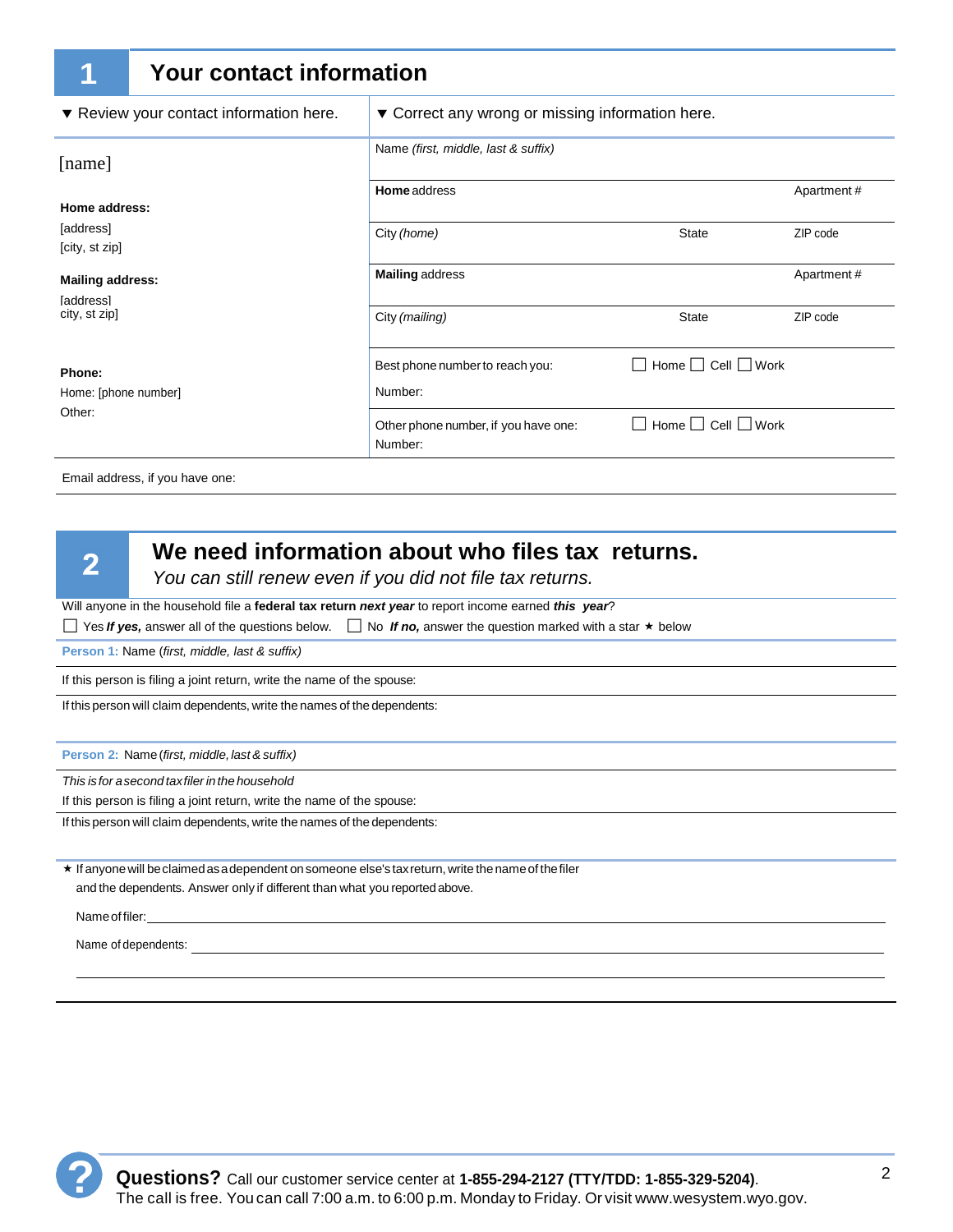## 1 Your contact information

| ▼ Review your contact information here. | ▼ Correct any wrong or missing information here. | | |
|---|---|---|---|
| [name] | Name *(first, middle, last & suffix)* | | |
| **Home address:** [address] [city, st zip] | **Home** address | | Apartment # |
| | City *(home)* | State | ZIP code |
| **Mailing address:** [address] city, st zip] | **Mailing** address | | Apartment # |
| | City *(mailing)* | State | ZIP code |
| **Phone:** Home: [phone number] Other: | Best phone number to reach you: Number: | ☐ Home ☐ Cell ☐ Work | |
| | Other phone number, if you have one: Number: | ☐ Home ☐ Cell ☐ Work | |

Email address, if you have one:

## 2 We need information about who files tax returns.

*You can still renew even if you did not file tax returns.*

Will anyone in the household file a **federal tax return** ***next year*** to report income earned ***this year***?

☐ Yes ***If yes,*** answer all of the questions below. ☐ No ***If no,*** answer the question marked with a star ★ below

**Person 1:** Name *(first, middle, last & suffix)*

If this person is filing a joint return, write the name of the spouse:

If this person will claim dependents, write the names of the dependents:

**Person 2:** Name *(first, middle, last & suffix)*

*This is for a second tax filer in the household*

If this person is filing a joint return, write the name of the spouse:

If this person will claim dependents, write the names of the dependents:

★ If anyone will be claimed as a dependent on someone else's tax return, write the name of the filer and the dependents. Answer only if different than what you reported above.

Name of filer: ______________________________

Name of dependents: ______________________________

______________________________

**Questions?** Call our customer service center at **1-855-294-2127 (TTY/TDD: 1-855-329-5204)**. The call is free. You can call 7:00 a.m. to 6:00 p.m. Monday to Friday. Or visit www.wesystem.wyo.gov.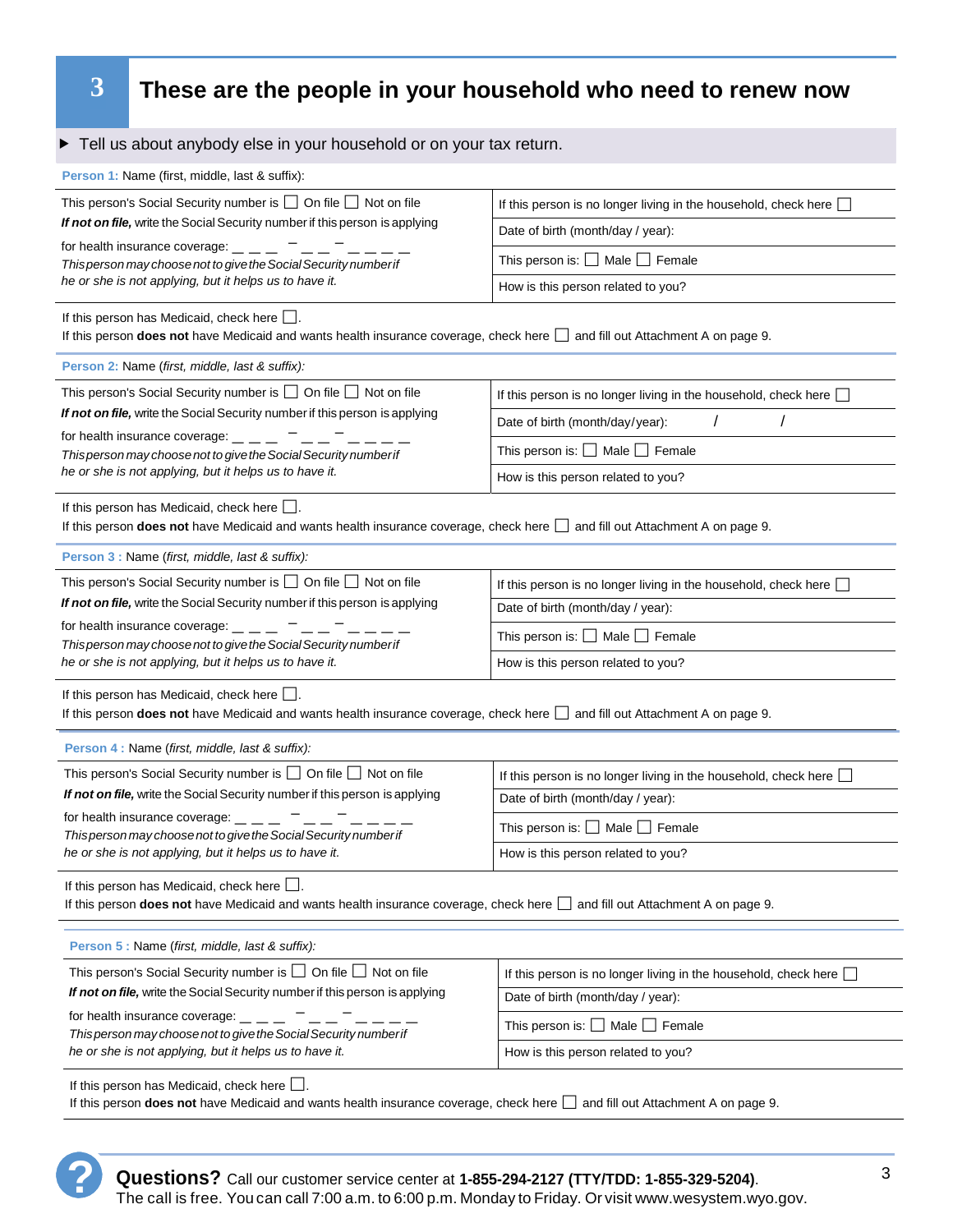# 3 These are the people in your household who need to renew now

▶ Tell us about anybody else in your household or on your tax return.

**Person 1:** Name (first, middle, last & suffix):

| | |
|---|---|
| This person's Social Security number is ☐ On file ☐ Not on file | If this person is no longer living in the household, check here ☐ |
| ***If not on file,*** write the Social Security number if this person is applying for health insurance coverage: _ _ _ – _ _ – _ _ _ _ | Date of birth (month/day / year): |
| *This person may choose not to give the Social Security number if he or she is not applying, but it helps us to have it.* | This person is: ☐ Male ☐ Female |
| | How is this person related to you? |

If this person has Medicaid, check here ☐.
If this person **does not** have Medicaid and wants health insurance coverage, check here ☐ and fill out Attachment A on page 9.

**Person 2:** Name (*first, middle, last & suffix):*

| | |
|---|---|
| This person's Social Security number is ☐ On file ☐ Not on file | If this person is no longer living in the household, check here ☐ |
| ***If not on file,*** write the Social Security number if this person is applying for health insurance coverage: _ _ _ – _ _ – _ _ _ _ | Date of birth (month/day/year): / / |
| *This person may choose not to give the Social Security number if he or she is not applying, but it helps us to have it.* | This person is: ☐ Male ☐ Female |
| | How is this person related to you? |

If this person has Medicaid, check here ☐.
If this person **does not** have Medicaid and wants health insurance coverage, check here ☐ and fill out Attachment A on page 9.

**Person 3 :** Name (*first, middle, last & suffix):*

| | |
|---|---|
| This person's Social Security number is ☐ On file ☐ Not on file | If this person is no longer living in the household, check here ☐ |
| ***If not on file,*** write the Social Security number if this person is applying for health insurance coverage: _ _ _ – _ _ – _ _ _ _ | Date of birth (month/day / year): |
| *This person may choose not to give the Social Security number if he or she is not applying, but it helps us to have it.* | This person is: ☐ Male ☐ Female |
| | How is this person related to you? |

If this person has Medicaid, check here ☐.
If this person **does not** have Medicaid and wants health insurance coverage, check here ☐ and fill out Attachment A on page 9.

**Person 4 :** Name (*first, middle, last & suffix):*

| | |
|---|---|
| This person's Social Security number is ☐ On file ☐ Not on file | If this person is no longer living in the household, check here ☐ |
| ***If not on file,*** write the Social Security number if this person is applying for health insurance coverage: _ _ _ – _ _ – _ _ _ _ | Date of birth (month/day / year): |
| *This person may choose not to give the Social Security number if he or she is not applying, but it helps us to have it.* | This person is: ☐ Male ☐ Female |
| | How is this person related to you? |

If this person has Medicaid, check here ☐.
If this person **does not** have Medicaid and wants health insurance coverage, check here ☐ and fill out Attachment A on page 9.

**Person 5 :** Name (*first, middle, last & suffix):*

| | |
|---|---|
| This person's Social Security number is ☐ On file ☐ Not on file | If this person is no longer living in the household, check here ☐ |
| ***If not on file,*** write the Social Security number if this person is applying for health insurance coverage: _ _ _ – _ _ – _ _ _ _ | Date of birth (month/day / year): |
| *This person may choose not to give the Social Security number if he or she is not applying, but it helps us to have it.* | This person is: ☐ Male ☐ Female |
| | How is this person related to you? |

If this person has Medicaid, check here ☐.
If this person **does not** have Medicaid and wants health insurance coverage, check here ☐ and fill out Attachment A on page 9.

**Questions?** Call our customer service center at **1-855-294-2127 (TTY/TDD: 1-855-329-5204)**.
The call is free. You can call 7:00 a.m. to 6:00 p.m. Monday to Friday. Or visit www.wesystem.wyo.gov.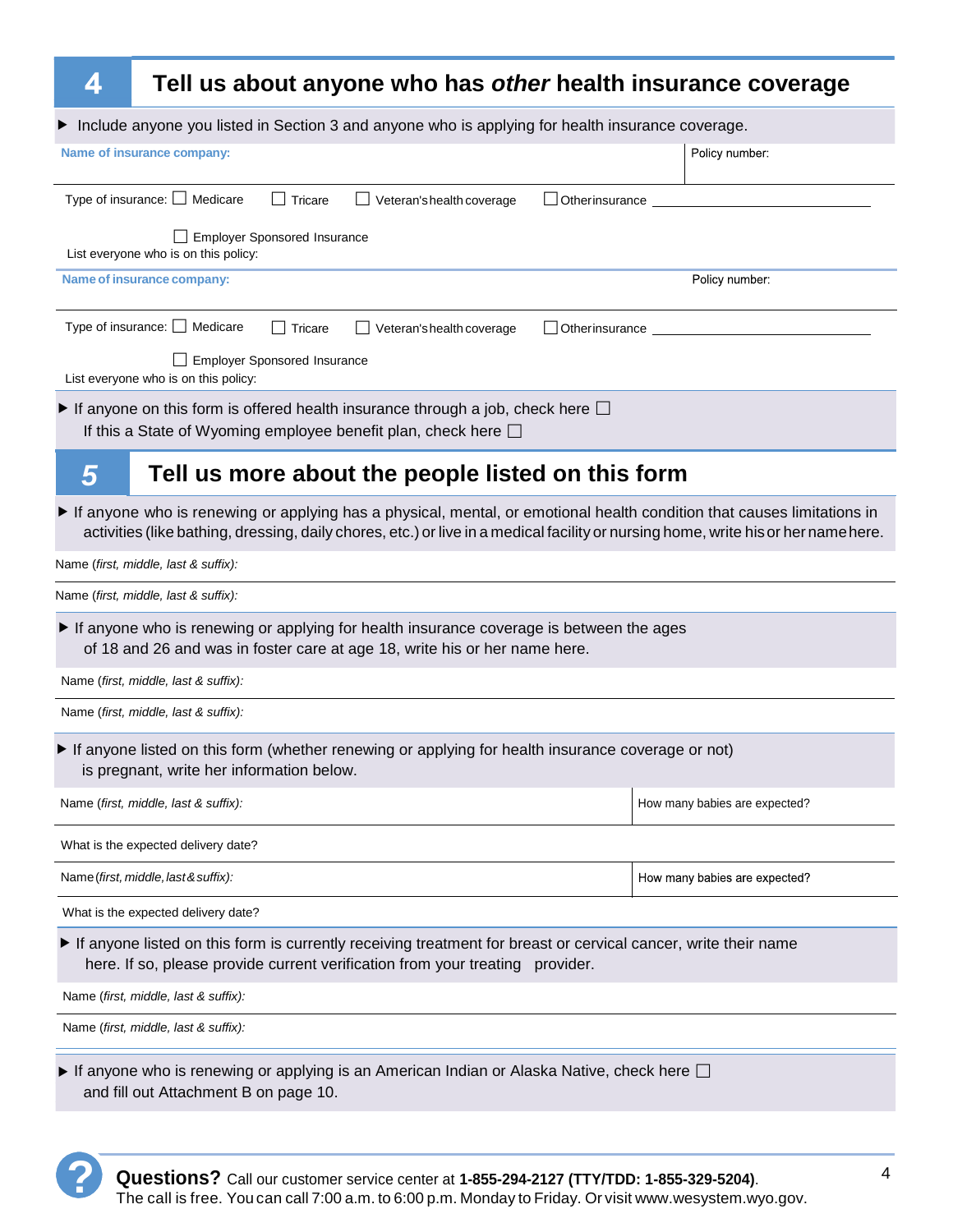## 4 Tell us about anyone who has *other* health insurance coverage

▶ Include anyone you listed in Section 3 and anyone who is applying for health insurance coverage.

**Name of insurance company:** | Policy number:

Type of insurance: ☐ Medicare ☐ Tricare ☐ Veteran's health coverage ☐ Other insurance ________________________

☐ Employer Sponsored Insurance

List everyone who is on this policy:

**Name of insurance company:** | Policy number:

Type of insurance: ☐ Medicare ☐ Tricare ☐ Veteran's health coverage ☐ Other insurance ________________________

☐ Employer Sponsored Insurance

List everyone who is on this policy:

▶ If anyone on this form is offered health insurance through a job, check here ☐
If this a State of Wyoming employee benefit plan, check here ☐

## 5 Tell us more about the people listed on this form

▶ If anyone who is renewing or applying has a physical, mental, or emotional health condition that causes limitations in activities (like bathing, dressing, daily chores, etc.) or live in a medical facility or nursing home, write his or her name here.

Name (*first, middle, last & suffix):*

Name (*first, middle, last & suffix):*

▶ If anyone who is renewing or applying for health insurance coverage is between the ages of 18 and 26 and was in foster care at age 18, write his or her name here.

Name (*first, middle, last & suffix):*

Name (*first, middle, last & suffix):*

▶ If anyone listed on this form (whether renewing or applying for health insurance coverage or not) is pregnant, write her information below.

Name (*first, middle, last & suffix):* | How many babies are expected?

What is the expected delivery date?

Name (*first, middle, last & suffix):* | How many babies are expected?

What is the expected delivery date?

▶ If anyone listed on this form is currently receiving treatment for breast or cervical cancer, write their name here. If so, please provide current verification from your treating provider.

Name (*first, middle, last & suffix):*

Name (*first, middle, last & suffix):*

▶ If anyone who is renewing or applying is an American Indian or Alaska Native, check here ☐ and fill out Attachment B on page 10.

**Questions?** Call our customer service center at **1-855-294-2127 (TTY/TDD: 1-855-329-5204)**. The call is free. You can call 7:00 a.m. to 6:00 p.m. Monday to Friday. Or visit www.wesystem.wyo.gov.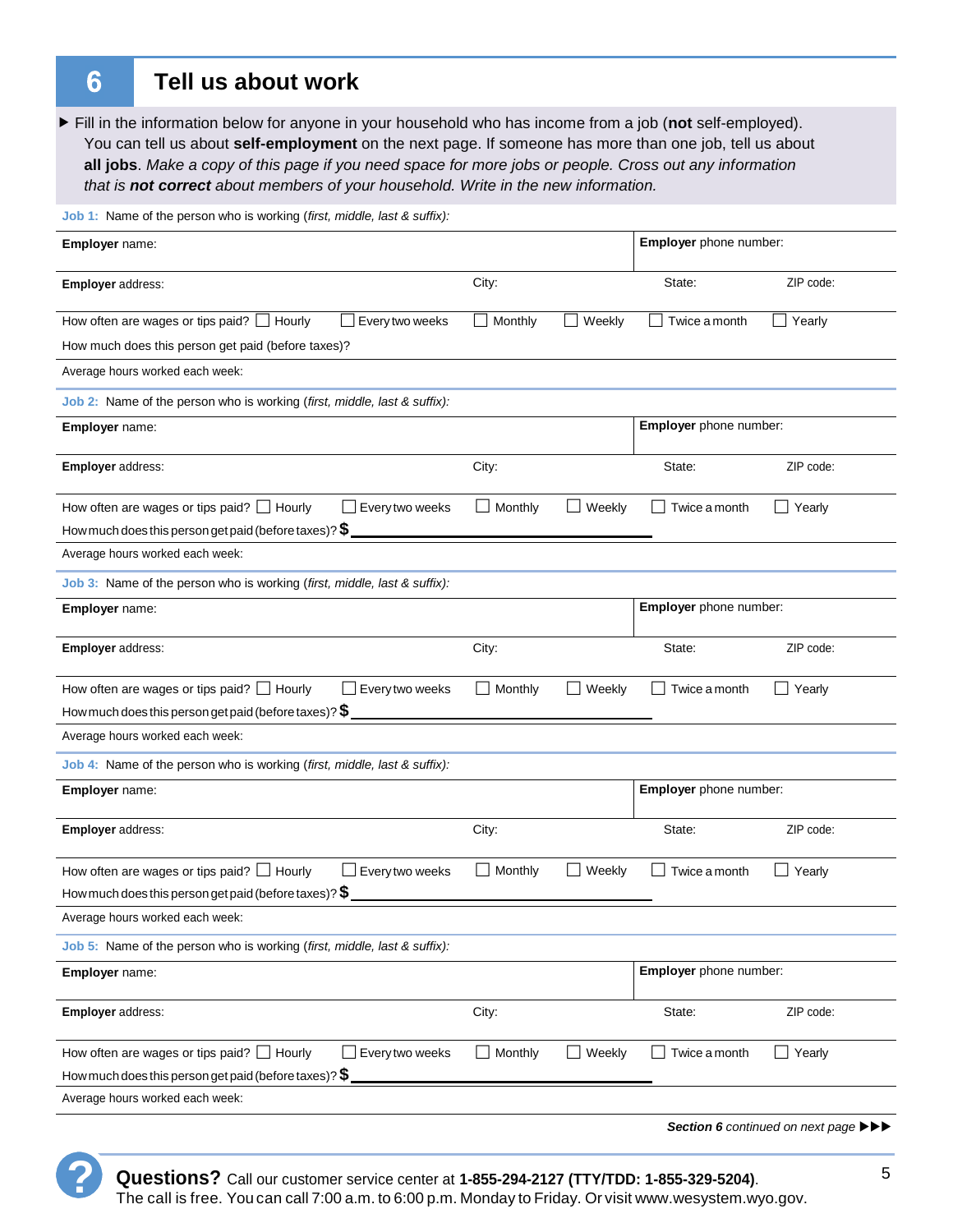## 6 Tell us about work

▶ Fill in the information below for anyone in your household who has income from a job (**not** self-employed). You can tell us about **self-employment** on the next page. If someone has more than one job, tell us about **all jobs**. *Make a copy of this page if you need space for more jobs or people. Cross out any information that is **not correct** about members of your household. Write in the new information.*

**Job 1:** Name of the person who is working (*first, middle, last & suffix*):

**Employer** name: | **Employer** phone number:

**Employer** address: | City: | State: | ZIP code:

How often are wages or tips paid? ☐ Hourly ☐ Every two weeks ☐ Monthly ☐ Weekly ☐ Twice a month ☐ Yearly

How much does this person get paid (before taxes)?

Average hours worked each week:

**Job 2:** Name of the person who is working (*first, middle, last & suffix*):

**Employer** name: | **Employer** phone number:

**Employer** address: | City: | State: | ZIP code:

How often are wages or tips paid? ☐ Hourly ☐ Every two weeks ☐ Monthly ☐ Weekly ☐ Twice a month ☐ Yearly

How much does this person get paid (before taxes)? **$** ____________________

Average hours worked each week:

**Job 3:** Name of the person who is working (*first, middle, last & suffix*):

**Employer** name: | **Employer** phone number:

**Employer** address: | City: | State: | ZIP code:

How often are wages or tips paid? ☐ Hourly ☐ Every two weeks ☐ Monthly ☐ Weekly ☐ Twice a month ☐ Yearly

How much does this person get paid (before taxes)? **$** ____________________

Average hours worked each week:

**Job 4:** Name of the person who is working (*first, middle, last & suffix*):

**Employer** name: | **Employer** phone number:

**Employer** address: | City: | State: | ZIP code:

How often are wages or tips paid? ☐ Hourly ☐ Every two weeks ☐ Monthly ☐ Weekly ☐ Twice a month ☐ Yearly

How much does this person get paid (before taxes)? **$** ____________________

Average hours worked each week:

**Job 5:** Name of the person who is working (*first, middle, last & suffix*):

**Employer** name: | **Employer** phone number:

**Employer** address: | City: | State: | ZIP code:

How often are wages or tips paid? ☐ Hourly ☐ Every two weeks ☐ Monthly ☐ Weekly ☐ Twice a month ☐ Yearly

How much does this person get paid (before taxes)? **$** ____________________

Average hours worked each week:

***Section 6*** *continued on next page* ▶▶▶

**Questions?** Call our customer service center at **1-855-294-2127 (TTY/TDD: 1-855-329-5204)**. The call is free. You can call 7:00 a.m. to 6:00 p.m. Monday to Friday. Or visit www.wesystem.wyo.gov.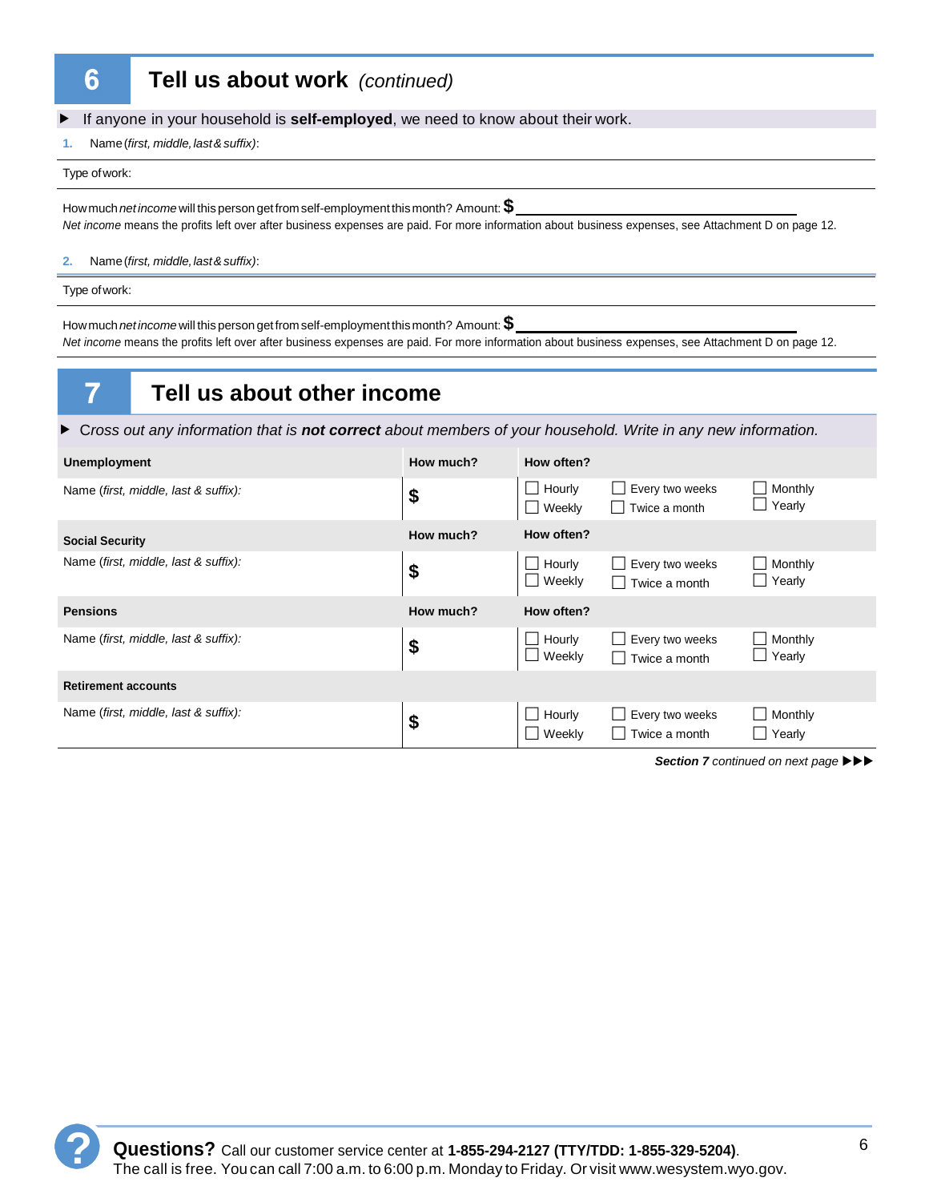## 6 Tell us about work *(continued)*

▶ If anyone in your household is **self-employed**, we need to know about their work.

1. Name (*first, middle, last & suffix*):

Type of work:

How much *net income* will this person get from self-employment this month? Amount: $ ______________________

*Net income* means the profits left over after business expenses are paid. For more information about business expenses, see Attachment D on page 12.

2. Name (*first, middle, last & suffix*):

Type of work:

How much *net income* will this person get from self-employment this month? Amount: $ ______________________

*Net income* means the profits left over after business expenses are paid. For more information about business expenses, see Attachment D on page 12.

## 7 Tell us about other income

▶ *Cross out any information that is **not correct** about members of your household. Write in any new information.*

| **Unemployment** | **How much?** | **How often?** | | |
|---|---|---|---|---|
| Name (*first, middle, last & suffix):* | $ | ☐ Hourly<br>☐ Weekly | ☐ Every two weeks<br>☐ Twice a month | ☐ Monthly<br>☐ Yearly |
| **Social Security** | **How much?** | **How often?** | | |
| Name (*first, middle, last & suffix):* | $ | ☐ Hourly<br>☐ Weekly | ☐ Every two weeks<br>☐ Twice a month | ☐ Monthly<br>☐ Yearly |
| **Pensions** | **How much?** | **How often?** | | |
| Name (*first, middle, last & suffix):* | $ | ☐ Hourly<br>☐ Weekly | ☐ Every two weeks<br>☐ Twice a month | ☐ Monthly<br>☐ Yearly |
| **Retirement accounts** | | | | |
| Name (*first, middle, last & suffix):* | $ | ☐ Hourly<br>☐ Weekly | ☐ Every two weeks<br>☐ Twice a month | ☐ Monthly<br>☐ Yearly |

***Section 7** continued on next page* ▶▶▶

**Questions?** Call our customer service center at **1-855-294-2127 (TTY/TDD: 1-855-329-5204)**.
The call is free. You can call 7:00 a.m. to 6:00 p.m. Monday to Friday. Or visit www.wesystem.wyo.gov.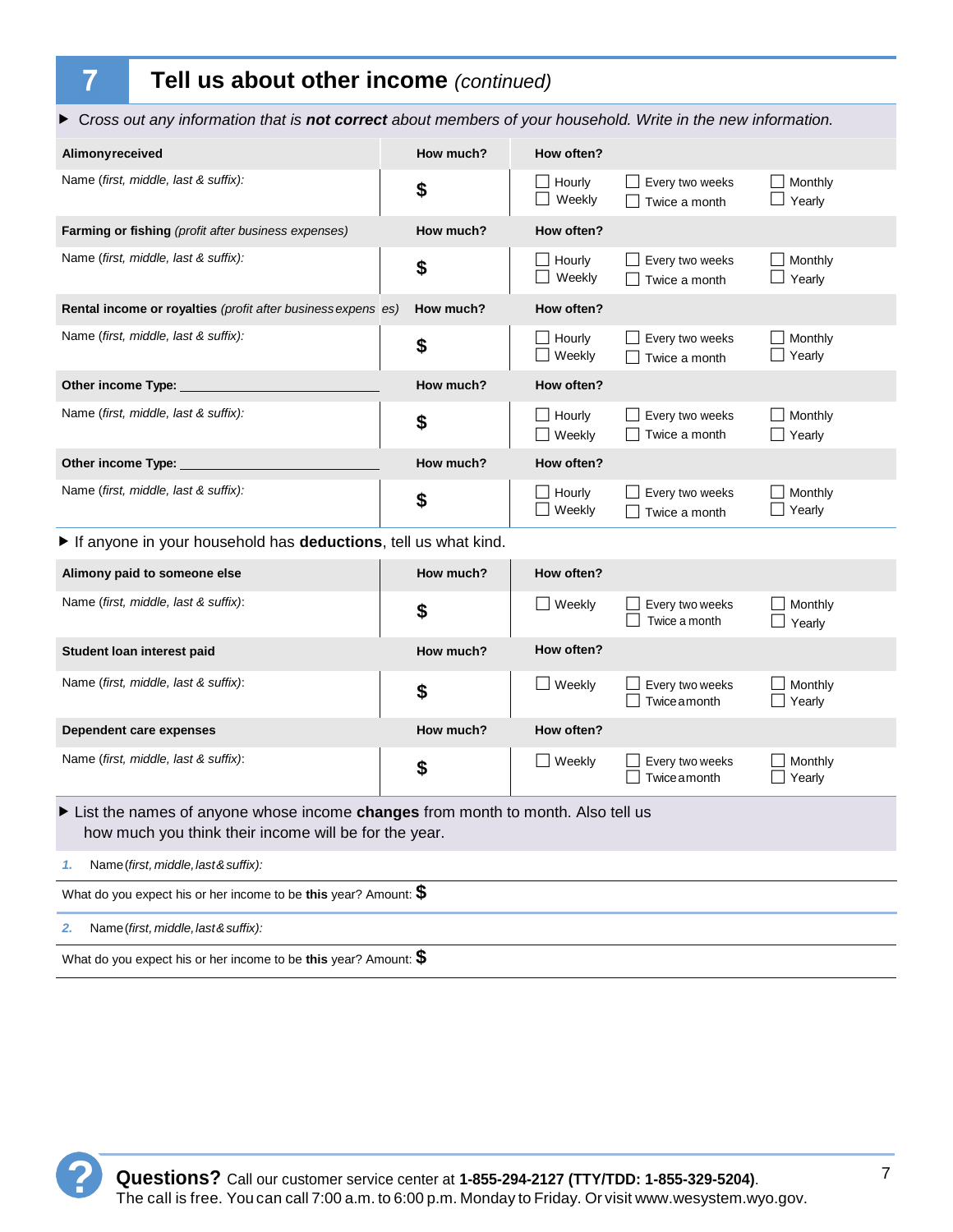## 7 Tell us about other income *(continued)*

▶ *Cross out any information that is* ***not correct*** *about members of your household. Write in the new information.*

| **Alimony received** | **How much?** | **How often?** | | |
|---|---|---|---|---|
| Name *(first, middle, last & suffix):* | $ | ☐ Hourly ☐ Weekly | ☐ Every two weeks ☐ Twice a month | ☐ Monthly ☐ Yearly |

| **Farming or fishing** *(profit after business expenses)* | **How much?** | **How often?** | | |
|---|---|---|---|---|
| Name *(first, middle, last & suffix):* | $ | ☐ Hourly ☐ Weekly | ☐ Every two weeks ☐ Twice a month | ☐ Monthly ☐ Yearly |

| **Rental income or royalties** *(profit after business expenses)* | **How much?** | **How often?** | | |
|---|---|---|---|---|
| Name *(first, middle, last & suffix):* | $ | ☐ Hourly ☐ Weekly | ☐ Every two weeks ☐ Twice a month | ☐ Monthly ☐ Yearly |

| **Other income Type:** ______________ | **How much?** | **How often?** | | |
|---|---|---|---|---|
| Name *(first, middle, last & suffix):* | $ | ☐ Hourly ☐ Weekly | ☐ Every two weeks ☐ Twice a month | ☐ Monthly ☐ Yearly |

| **Other income Type:** ______________ | **How much?** | **How often?** | | |
|---|---|---|---|---|
| Name *(first, middle, last & suffix):* | $ | ☐ Hourly ☐ Weekly | ☐ Every two weeks ☐ Twice a month | ☐ Monthly ☐ Yearly |

▶ If anyone in your household has **deductions**, tell us what kind.

| **Alimony paid to someone else** | **How much?** | **How often?** | | |
|---|---|---|---|---|
| Name *(first, middle, last & suffix):* | $ | ☐ Weekly | ☐ Every two weeks ☐ Twice a month | ☐ Monthly ☐ Yearly |

| **Student loan interest paid** | **How much?** | **How often?** | | |
|---|---|---|---|---|
| Name *(first, middle, last & suffix):* | $ | ☐ Weekly | ☐ Every two weeks ☐ Twice a month | ☐ Monthly ☐ Yearly |

| **Dependent care expenses** | **How much?** | **How often?** | | |
|---|---|---|---|---|
| Name *(first, middle, last & suffix):* | $ | ☐ Weekly | ☐ Every two weeks ☐ Twice a month | ☐ Monthly ☐ Yearly |

▶ List the names of anyone whose income **changes** from month to month. Also tell us how much you think their income will be for the year.

*1.* Name *(first, middle, last & suffix):*

What do you expect his or her income to be **this** year? Amount: $

*2.* Name *(first, middle, last & suffix):*

What do you expect his or her income to be **this** year? Amount: $

**Questions?** Call our customer service center at **1-855-294-2127 (TTY/TDD: 1-855-329-5204)**. The call is free. You can call 7:00 a.m. to 6:00 p.m. Monday to Friday. Or visit www.wesystem.wyo.gov.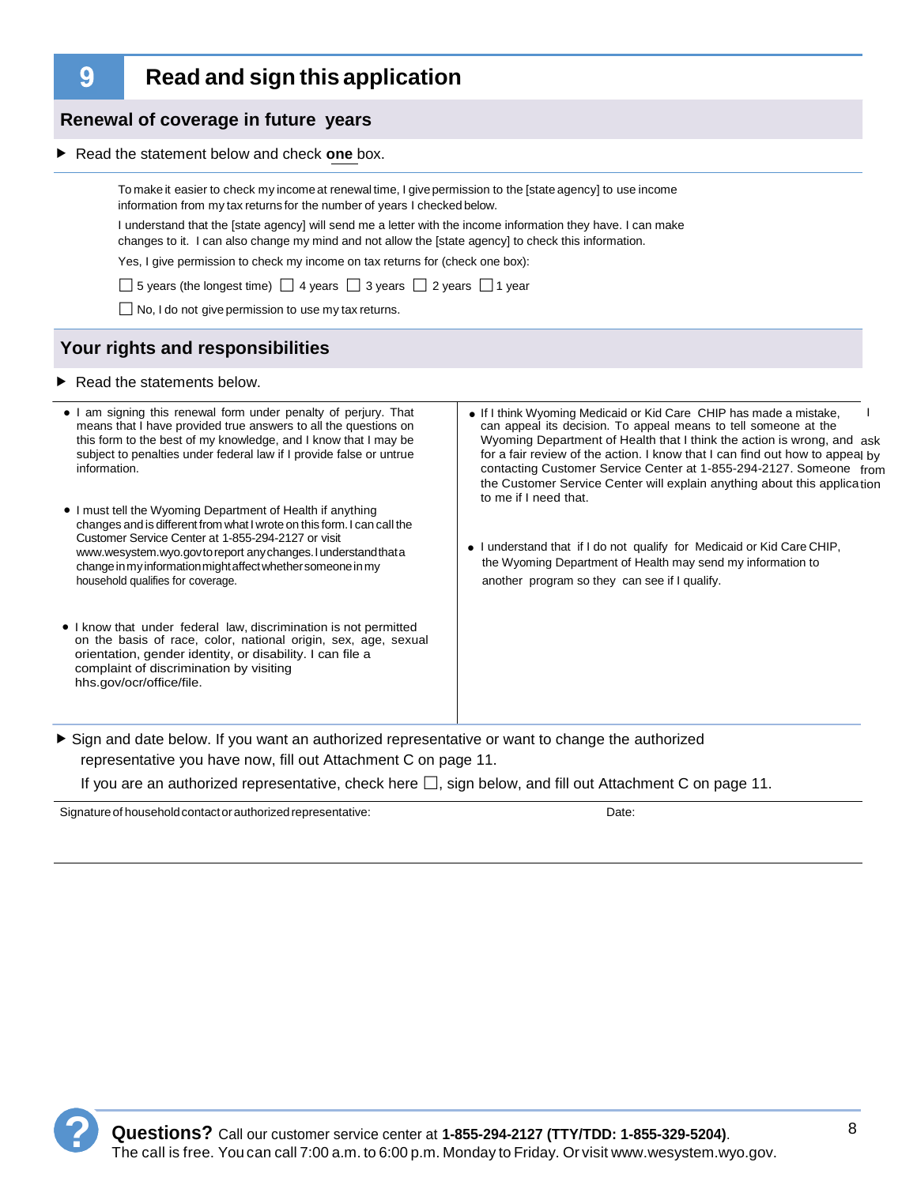## 9 Read and sign this application

### Renewal of coverage in future years

▶ Read the statement below and check **one** box.

To make it easier to check my income at renewal time, I give permission to the [state agency] to use income information from my tax returns for the number of years I checked below.

I understand that the [state agency] will send me a letter with the income information they have. I can make changes to it. I can also change my mind and not allow the [state agency] to check this information.

Yes, I give permission to check my income on tax returns for (check one box):

☐ 5 years (the longest time) ☐ 4 years ☐ 3 years ☐ 2 years ☐ 1 year

☐ No, I do not give permission to use my tax returns.

### Your rights and responsibilities

▶ Read the statements below.

- I am signing this renewal form under penalty of perjury. That means that I have provided true answers to all the questions on this form to the best of my knowledge, and I know that I may be subject to penalties under federal law if I provide false or untrue information.
- I must tell the Wyoming Department of Health if anything changes and is different from what I wrote on this form. I can call the Customer Service Center at 1-855-294-2127 or visit www.wesystem.wyo.gov to report any changes. I understand that a change in my information might affect whether someone in my household qualifies for coverage.
- I know that under federal law, discrimination is not permitted on the basis of race, color, national origin, sex, age, sexual orientation, gender identity, or disability. I can file a complaint of discrimination by visiting hhs.gov/ocr/office/file.
- If I think Wyoming Medicaid or Kid Care CHIP has made a mistake, I can appeal its decision. To appeal means to tell someone at the Wyoming Department of Health that I think the action is wrong, and ask for a fair review of the action. I know that I can find out how to appeal by contacting Customer Service Center at 1-855-294-2127. Someone from the Customer Service Center will explain anything about this application to me if I need that.
- I understand that if I do not qualify for Medicaid or Kid Care CHIP, the Wyoming Department of Health may send my information to another program so they can see if I qualify.

▶ Sign and date below. If you want an authorized representative or want to change the authorized representative you have now, fill out Attachment C on page 11.

If you are an authorized representative, check here ☐, sign below, and fill out Attachment C on page 11.

| Signature of household contact or authorized representative: | Date: |
|---|---|
| | |

**Questions?** Call our customer service center at **1-855-294-2127 (TTY/TDD: 1-855-329-5204)**. The call is free. You can call 7:00 a.m. to 6:00 p.m. Monday to Friday. Or visit www.wesystem.wyo.gov.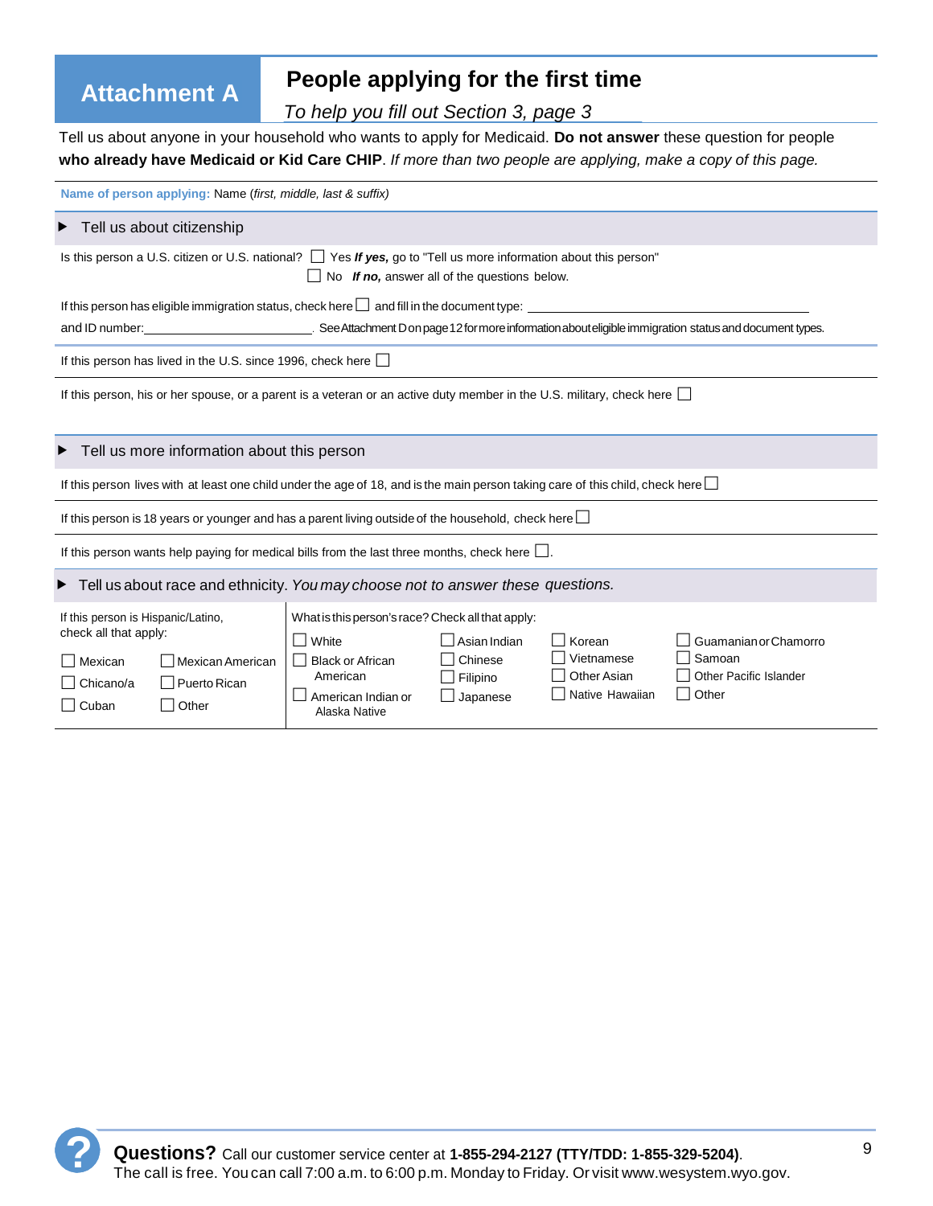# Attachment A

## People applying for the first time

*To help you fill out Section 3, page 3*

Tell us about anyone in your household who wants to apply for Medicaid. **Do not answer** these question for people **who already have Medicaid or Kid Care CHIP**. *If more than two people are applying, make a copy of this page.*

**Name of person applying:** Name (*first, middle, last & suffix*)

### ▶ Tell us about citizenship

Is this person a U.S. citizen or U.S. national? ☐ Yes ***If yes,*** go to "Tell us more information about this person"
☐ No ***If no,*** answer all of the questions below.

If this person has eligible immigration status, check here ☐ and fill in the document type: ______________________________

and ID number: ______________________. See Attachment D on page 12 for more information about eligible immigration status and document types.

If this person has lived in the U.S. since 1996, check here ☐

If this person, his or her spouse, or a parent is a veteran or an active duty member in the U.S. military, check here ☐

### ▶ Tell us more information about this person

If this person lives with at least one child under the age of 18, and is the main person taking care of this child, check here ☐

If this person is 18 years or younger and has a parent living outside of the household, check here ☐

If this person wants help paying for medical bills from the last three months, check here ☐.

### ▶ Tell us about race and ethnicity. *You may choose not to answer these questions.*

If this person is Hispanic/Latino, check all that apply:

- ☐ Mexican
- ☐ Mexican American
- ☐ Chicano/a
- ☐ Puerto Rican
- ☐ Cuban
- ☐ Other

What is this person's race? Check all that apply:

- ☐ White
- ☐ Black or African American
- ☐ American Indian or Alaska Native
- ☐ Asian Indian
- ☐ Chinese
- ☐ Filipino
- ☐ Japanese
- ☐ Korean
- ☐ Vietnamese
- ☐ Other Asian
- ☐ Native Hawaiian
- ☐ Guamanian or Chamorro
- ☐ Samoan
- ☐ Other Pacific Islander
- ☐ Other

**Questions?** Call our customer service center at **1-855-294-2127 (TTY/TDD: 1-855-329-5204)**. The call is free. You can call 7:00 a.m. to 6:00 p.m. Monday to Friday. Or visit www.wesystem.wyo.gov.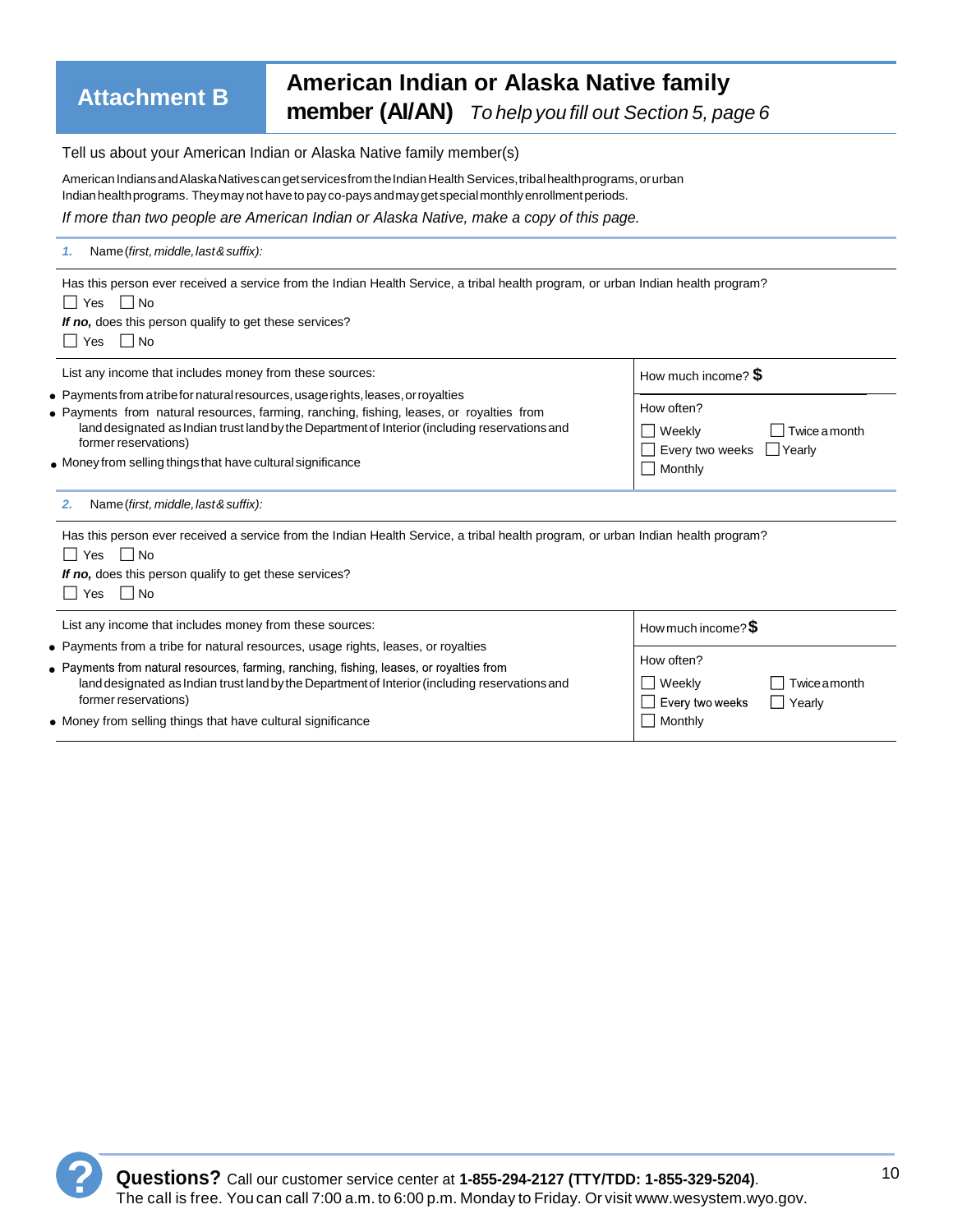# Attachment B

## American Indian or Alaska Native family member (AI/AN) *To help you fill out Section 5, page 6*

Tell us about your American Indian or Alaska Native family member(s)

American Indians and Alaska Natives can get services from the Indian Health Services, tribal health programs, or urban Indian health programs. They may not have to pay co-pays and may get special monthly enrollment periods.

*If more than two people are American Indian or Alaska Native, make a copy of this page.*

**1.** Name *(first, middle, last & suffix):*

Has this person ever received a service from the Indian Health Service, a tribal health program, or urban Indian health program?

☐ Yes ☐ No

***If no,*** does this person qualify to get these services?

☐ Yes ☐ No

| List any income that includes money from these sources: | How much income? $ |
|---|---|
| • Payments from a tribe for natural resources, usage rights, leases, or royalties<br>• Payments from natural resources, farming, ranching, fishing, leases, or royalties from land designated as Indian trust land by the Department of Interior (including reservations and former reservations)<br>• Money from selling things that have cultural significance | How often?<br>☐ Weekly ☐ Twice a month<br>☐ Every two weeks ☐ Yearly<br>☐ Monthly |

**2.** Name *(first, middle, last & suffix):*

Has this person ever received a service from the Indian Health Service, a tribal health program, or urban Indian health program?

☐ Yes ☐ No

***If no,*** does this person qualify to get these services?

☐ Yes ☐ No

| List any income that includes money from these sources: | How much income? $ |
|---|---|
| • Payments from a tribe for natural resources, usage rights, leases, or royalties<br>• Payments from natural resources, farming, ranching, fishing, leases, or royalties from land designated as Indian trust land by the Department of Interior (including reservations and former reservations)<br>• Money from selling things that have cultural significance | How often?<br>☐ Weekly ☐ Twice a month<br>☐ Every two weeks ☐ Yearly<br>☐ Monthly |

**Questions?** Call our customer service center at **1-855-294-2127 (TTY/TDD: 1-855-329-5204)**. The call is free. You can call 7:00 a.m. to 6:00 p.m. Monday to Friday. Or visit www.wesystem.wyo.gov.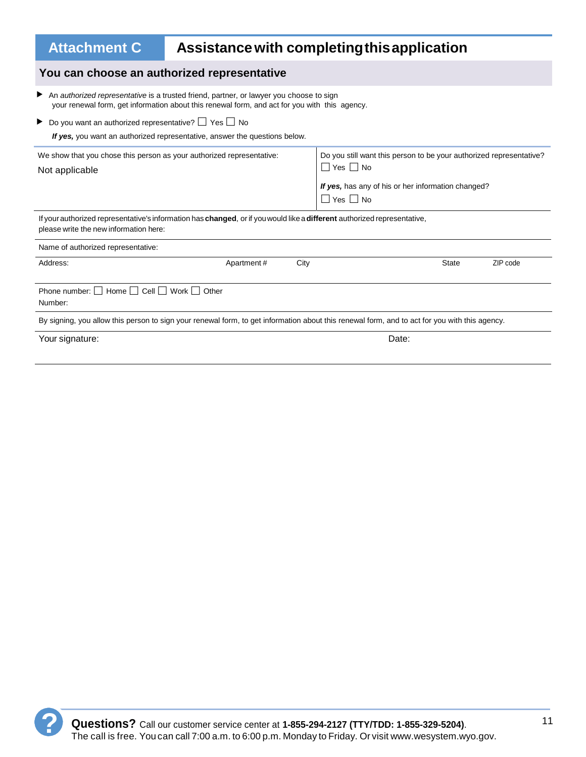# Attachment C — Assistance with completing this application

## You can choose an authorized representative

- An *authorized representative* is a trusted friend, partner, or lawyer you choose to sign your renewal form, get information about this renewal form, and act for you with this agency.
- Do you want an authorized representative? ☐ Yes ☐ No

***If yes,*** you want an authorized representative, answer the questions below.

| We show that you chose this person as your authorized representative: | Do you still want this person to be your authorized representative? |
|---|---|
| Not applicable | ☐ Yes ☐ No<br><br>***If yes,*** has any of his or her information changed?<br>☐ Yes ☐ No |

If your authorized representative's information has **changed**, or if you would like a **different** authorized representative, please write the new information here:

Name of authorized representative:

| Address: | Apartment # | City | State | ZIP code |
|---|---|---|---|---|
| | | | | |

Phone number: ☐ Home ☐ Cell ☐ Work ☐ Other

Number:

By signing, you allow this person to sign your renewal form, to get information about this renewal form, and to act for you with this agency.

Your signature: Date:

**Questions?** Call our customer service center at **1-855-294-2127 (TTY/TDD: 1-855-329-5204)**. The call is free. You can call 7:00 a.m. to 6:00 p.m. Monday to Friday. Or visit www.wesystem.wyo.gov.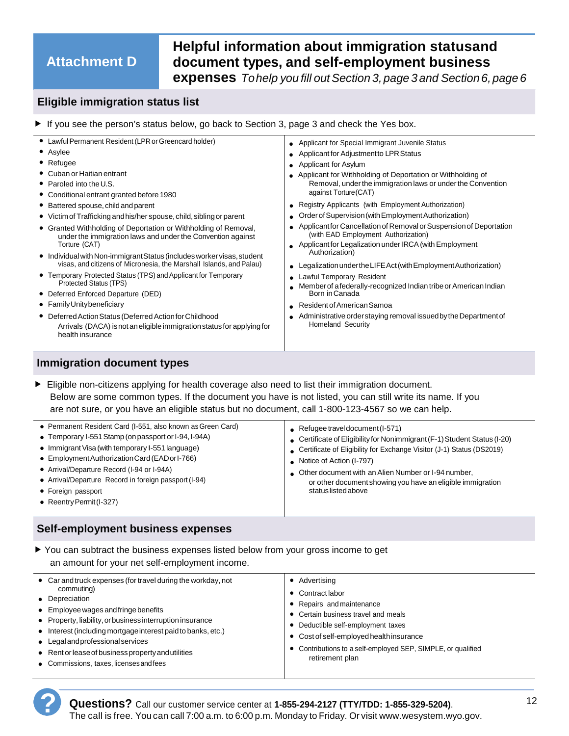## Attachment D

# Helpful information about immigration statusand document types, and self-employment business expenses *Tohelp you fill out Section 3, page 3 and Section 6, page 6*

## Eligible immigration status list

▶ If you see the person's status below, go back to Section 3, page 3 and check the Yes box.

- Lawful Permanent Resident (LPR or Greencard holder)
- Asylee
- Refugee
- Cuban or Haitian entrant
- Paroled into the U.S.
- Conditional entrant granted before 1980
- Battered spouse, child and parent
- Victim of Trafficking and his/her spouse, child, sibling or parent
- Granted Withholding of Deportation or Withholding of Removal, under the immigration laws and under the Convention against Torture (CAT)
- Individual with Non-immigrant Status (includes worker visas, student visas, and citizens of Micronesia, the Marshall Islands, and Palau)
- Temporary Protected Status (TPS) and Applicant for Temporary Protected Status (TPS)
- Deferred Enforced Departure (DED)
- Family Unity beneficiary
- Deferred Action Status (Deferred Action for Childhood Arrivals (DACA) is not an eligible immigration status for applying for health insurance
- Applicant for Special Immigrant Juvenile Status
- Applicant for Adjustment to LPR Status
- Applicant for Asylum
- Applicant for Withholding of Deportation or Withholding of Removal, under the immigration laws or under the Convention against Torture (CAT)
- Registry Applicants (with Employment Authorization)
- Order of Supervision (with Employment Authorization)
- Applicant for Cancellation of Removal or Suspension of Deportation (with EAD Employment Authorization)
- Applicant for Legalization under IRCA (with Employment Authorization)
- Legalization under the LIFE Act (with Employment Authorization)
- Lawful Temporary Resident
- Member of a federally-recognized Indian tribe or American Indian Born in Canada
- Resident of American Samoa
- Administrative order staying removal issued by the Department of Homeland Security

## Immigration document types

▶ Eligible non-citizens applying for health coverage also need to list their immigration document. Below are some common types. If the document you have is not listed, you can still write its name. If you are not sure, or you have an eligible status but no document, call 1-800-123-4567 so we can help.

- Permanent Resident Card (I-551, also known as Green Card)
- Temporary I-551 Stamp (on passport or I-94, I-94A)
- Immigrant Visa (with temporary I-551 language)
- Employment Authorization Card (EAD or I-766)
- Arrival/Departure Record (I-94 or I-94A)
- Arrival/Departure Record in foreign passport (I-94)
- Foreign passport
- Reentry Permit (I-327)
- Refugee travel document (I-571)
- Certificate of Eligibility for Nonimmigrant (F-1) Student Status (I-20)
- Certificate of Eligibility for Exchange Visitor (J-1) Status (DS2019)
- Notice of Action (I-797)
- Other document with an Alien Number or I-94 number, or other document showing you have an eligible immigration status listed above

## Self-employment business expenses

▶ You can subtract the business expenses listed below from your gross income to get an amount for your net self-employment income.

- Car and truck expenses (for travel during the workday, not commuting)
- Depreciation
- Employee wages and fringe benefits
- Property, liability, or business interruption insurance
- Interest (including mortgage interest paid to banks, etc.)
- Legal and professional services
- Rent or lease of business property and utilities
- Commissions, taxes, licenses and fees
- Advertising
- Contract labor
- Repairs and maintenance
- Certain business travel and meals
- Deductible self-employment taxes
- Cost of self-employed health insurance
- Contributions to a self-employed SEP, SIMPLE, or qualified retirement plan

**Questions?** Call our customer service center at **1-855-294-2127 (TTY/TDD: 1-855-329-5204)**. The call is free. You can call 7:00 a.m. to 6:00 p.m. Monday to Friday. Or visit www.wesystem.wyo.gov.